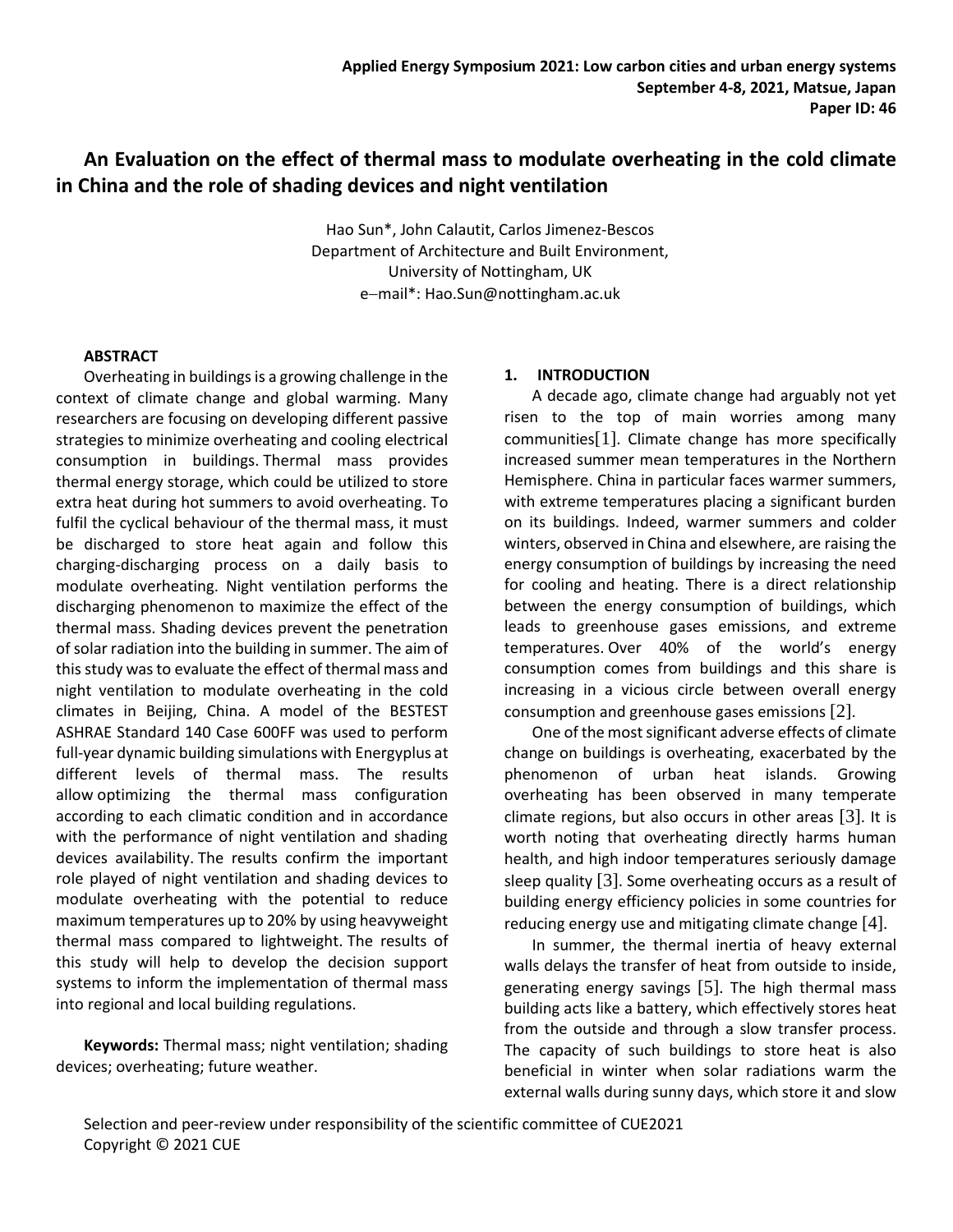**Applied Energy Symposium 2021: Low carbon cities and urban energy systems**
**September 4-8, 2021, Matsue, Japan**
**Paper ID: 46**

# An Evaluation on the effect of thermal mass to modulate overheating in the cold climate in China and the role of shading devices and night ventilation

Hao Sun*, John Calautit, Carlos Jimenez-Bescos
Department of Architecture and Built Environment,
University of Nottingham, UK
e–mail*: Hao.Sun@nottingham.ac.uk

## ABSTRACT

Overheating in buildings is a growing challenge in the context of climate change and global warming. Many researchers are focusing on developing different passive strategies to minimize overheating and cooling electrical consumption in buildings. Thermal mass provides thermal energy storage, which could be utilized to store extra heat during hot summers to avoid overheating. To fulfil the cyclical behaviour of the thermal mass, it must be discharged to store heat again and follow this charging-discharging process on a daily basis to modulate overheating. Night ventilation performs the discharging phenomenon to maximize the effect of the thermal mass. Shading devices prevent the penetration of solar radiation into the building in summer. The aim of this study was to evaluate the effect of thermal mass and night ventilation to modulate overheating in the cold climates in Beijing, China. A model of the BESTEST ASHRAE Standard 140 Case 600FF was used to perform full-year dynamic building simulations with Energyplus at different levels of thermal mass. The results allow optimizing the thermal mass configuration according to each climatic condition and in accordance with the performance of night ventilation and shading devices availability. The results confirm the important role played of night ventilation and shading devices to modulate overheating with the potential to reduce maximum temperatures up to 20% by using heavyweight thermal mass compared to lightweight. The results of this study will help to develop the decision support systems to inform the implementation of thermal mass into regional and local building regulations.

**Keywords:** Thermal mass; night ventilation; shading devices; overheating; future weather.

## 1. INTRODUCTION

A decade ago, climate change had arguably not yet risen to the top of main worries among many communities[1]. Climate change has more specifically increased summer mean temperatures in the Northern Hemisphere. China in particular faces warmer summers, with extreme temperatures placing a significant burden on its buildings. Indeed, warmer summers and colder winters, observed in China and elsewhere, are raising the energy consumption of buildings by increasing the need for cooling and heating. There is a direct relationship between the energy consumption of buildings, which leads to greenhouse gases emissions, and extreme temperatures. Over 40% of the world's energy consumption comes from buildings and this share is increasing in a vicious circle between overall energy consumption and greenhouse gases emissions [2].

One of the most significant adverse effects of climate change on buildings is overheating, exacerbated by the phenomenon of urban heat islands. Growing overheating has been observed in many temperate climate regions, but also occurs in other areas [3]. It is worth noting that overheating directly harms human health, and high indoor temperatures seriously damage sleep quality [3]. Some overheating occurs as a result of building energy efficiency policies in some countries for reducing energy use and mitigating climate change [4].

In summer, the thermal inertia of heavy external walls delays the transfer of heat from outside to inside, generating energy savings [5]. The high thermal mass building acts like a battery, which effectively stores heat from the outside and through a slow transfer process. The capacity of such buildings to store heat is also beneficial in winter when solar radiations warm the external walls during sunny days, which store it and slow

Selection and peer-review under responsibility of the scientific committee of CUE2021
Copyright © 2021 CUE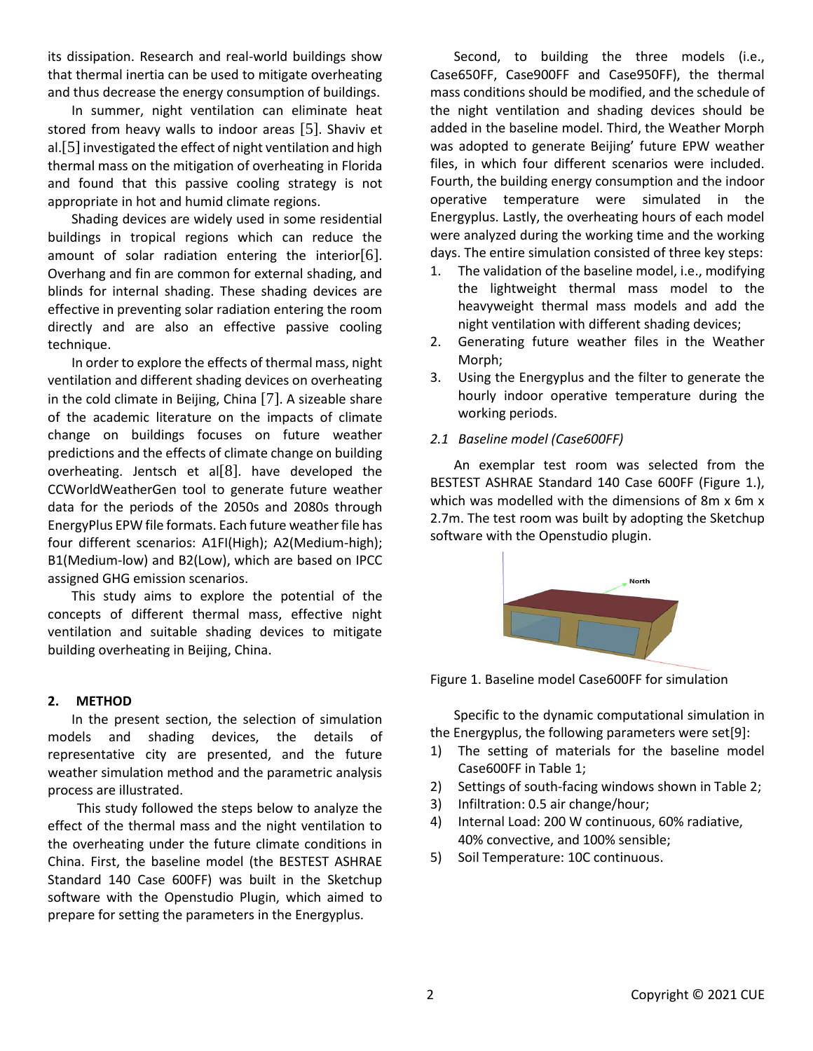its dissipation. Research and real-world buildings show that thermal inertia can be used to mitigate overheating and thus decrease the energy consumption of buildings.

In summer, night ventilation can eliminate heat stored from heavy walls to indoor areas [5]. Shaviv et al.[5] investigated the effect of night ventilation and high thermal mass on the mitigation of overheating in Florida and found that this passive cooling strategy is not appropriate in hot and humid climate regions.

Shading devices are widely used in some residential buildings in tropical regions which can reduce the amount of solar radiation entering the interior[6]. Overhang and fin are common for external shading, and blinds for internal shading. These shading devices are effective in preventing solar radiation entering the room directly and are also an effective passive cooling technique.

In order to explore the effects of thermal mass, night ventilation and different shading devices on overheating in the cold climate in Beijing, China [7]. A sizeable share of the academic literature on the impacts of climate change on buildings focuses on future weather predictions and the effects of climate change on building overheating. Jentsch et al[8]. have developed the CCWorldWeatherGen tool to generate future weather data for the periods of the 2050s and 2080s through EnergyPlus EPW file formats. Each future weather file has four different scenarios: A1FI(High); A2(Medium-high); B1(Medium-low) and B2(Low), which are based on IPCC assigned GHG emission scenarios.

This study aims to explore the potential of the concepts of different thermal mass, effective night ventilation and suitable shading devices to mitigate building overheating in Beijing, China.

## 2. METHOD

In the present section, the selection of simulation models and shading devices, the details of representative city are presented, and the future weather simulation method and the parametric analysis process are illustrated.

This study followed the steps below to analyze the effect of the thermal mass and the night ventilation to the overheating under the future climate conditions in China. First, the baseline model (the BESTEST ASHRAE Standard 140 Case 600FF) was built in the Sketchup software with the Openstudio Plugin, which aimed to prepare for setting the parameters in the Energyplus.

Second, to building the three models (i.e., Case650FF, Case900FF and Case950FF), the thermal mass conditions should be modified, and the schedule of the night ventilation and shading devices should be added in the baseline model. Third, the Weather Morph was adopted to generate Beijing' future EPW weather files, in which four different scenarios were included. Fourth, the building energy consumption and the indoor operative temperature were simulated in the Energyplus. Lastly, the overheating hours of each model were analyzed during the working time and the working days. The entire simulation consisted of three key steps:

1. The validation of the baseline model, i.e., modifying the lightweight thermal mass model to the heavyweight thermal mass models and add the night ventilation with different shading devices;
2. Generating future weather files in the Weather Morph;
3. Using the Energyplus and the filter to generate the hourly indoor operative temperature during the working periods.

### *2.1 Baseline model (Case600FF)*

An exemplar test room was selected from the BESTEST ASHRAE Standard 140 Case 600FF (Figure 1.), which was modelled with the dimensions of 8m x 6m x 2.7m. The test room was built by adopting the Sketchup software with the Openstudio plugin.

Figure 1. Baseline model Case600FF for simulation

Specific to the dynamic computational simulation in the Energyplus, the following parameters were set[9]:

1) The setting of materials for the baseline model Case600FF in Table 1;
2) Settings of south-facing windows shown in Table 2;
3) Infiltration: 0.5 air change/hour;
4) Internal Load: 200 W continuous, 60% radiative, 40% convective, and 100% sensible;
5) Soil Temperature: 10C continuous.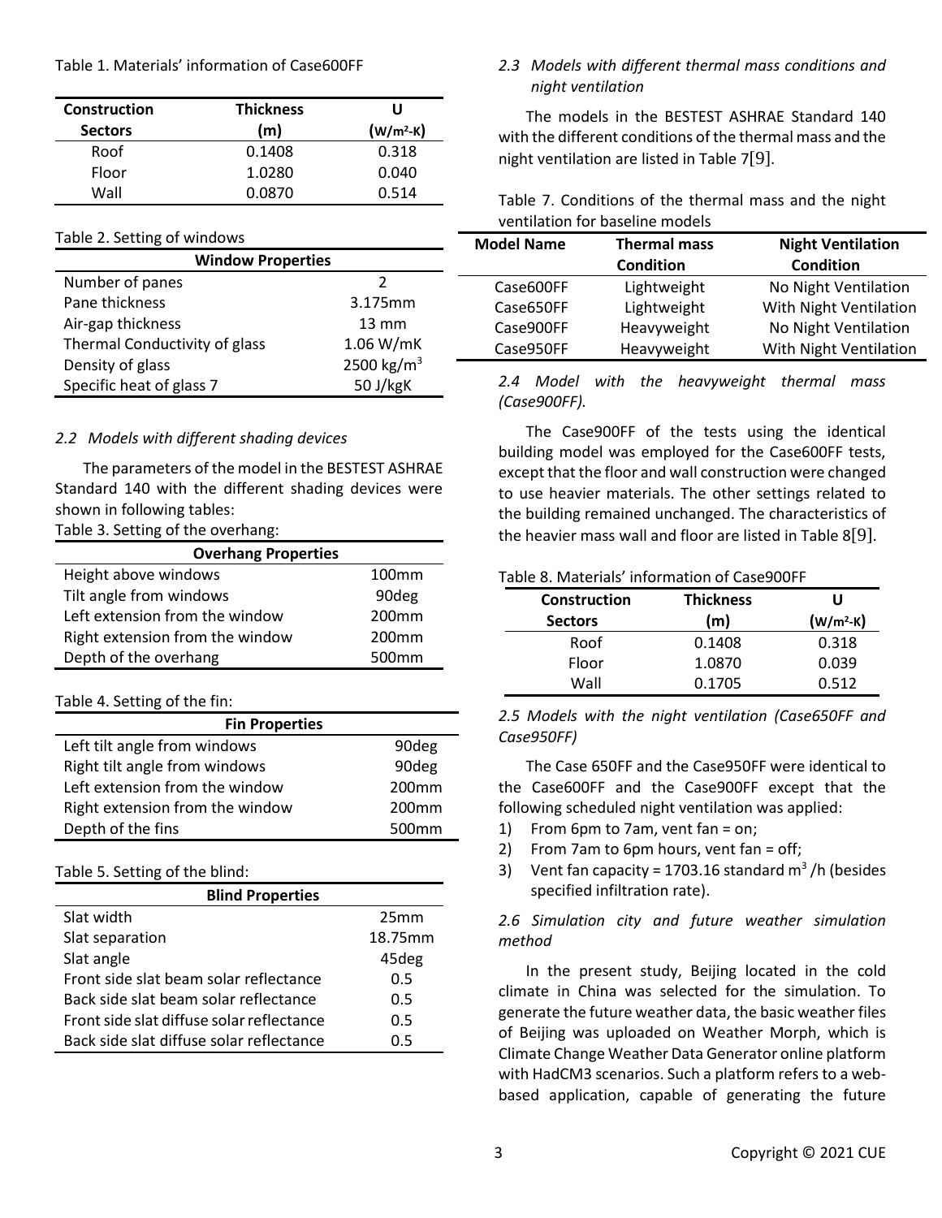Table 1. Materials' information of Case600FF

| Construction Sectors | Thickness (m) | U ($W/m^2$-K) |
|---|---|---|
| Roof | 0.1408 | 0.318 |
| Floor | 1.0280 | 0.040 |
| Wall | 0.0870 | 0.514 |

Table 2. Setting of windows

| Window Properties | |
|---|---|
| Number of panes | 2 |
| Pane thickness | 3.175mm |
| Air-gap thickness | 13 mm |
| Thermal Conductivity of glass | 1.06 W/mK |
| Density of glass | 2500 $kg/m^3$ |
| Specific heat of glass 7 | 50 J/kgK |

*2.2 Models with different shading devices*

The parameters of the model in the BESTEST ASHRAE Standard 140 with the different shading devices were shown in following tables:

Table 3. Setting of the overhang:

| Overhang Properties | |
|---|---|
| Height above windows | 100mm |
| Tilt angle from windows | 90deg |
| Left extension from the window | 200mm |
| Right extension from the window | 200mm |
| Depth of the overhang | 500mm |

Table 4. Setting of the fin:

| Fin Properties | |
|---|---|
| Left tilt angle from windows | 90deg |
| Right tilt angle from windows | 90deg |
| Left extension from the window | 200mm |
| Right extension from the window | 200mm |
| Depth of the fins | 500mm |

Table 5. Setting of the blind:

| Blind Properties | |
|---|---|
| Slat width | 25mm |
| Slat separation | 18.75mm |
| Slat angle | 45deg |
| Front side slat beam solar reflectance | 0.5 |
| Back side slat beam solar reflectance | 0.5 |
| Front side slat diffuse solar reflectance | 0.5 |
| Back side slat diffuse solar reflectance | 0.5 |

*2.3 Models with different thermal mass conditions and night ventilation*

The models in the BESTEST ASHRAE Standard 140 with the different conditions of the thermal mass and the night ventilation are listed in Table 7[9].

Table 7. Conditions of the thermal mass and the night ventilation for baseline models

| Model Name | Thermal mass Condition | Night Ventilation Condition |
|---|---|---|
| Case600FF | Lightweight | No Night Ventilation |
| Case650FF | Lightweight | With Night Ventilation |
| Case900FF | Heavyweight | No Night Ventilation |
| Case950FF | Heavyweight | With Night Ventilation |

*2.4 Model with the heavyweight thermal mass (Case900FF).*

The Case900FF of the tests using the identical building model was employed for the Case600FF tests, except that the floor and wall construction were changed to use heavier materials. The other settings related to the building remained unchanged. The characteristics of the heavier mass wall and floor are listed in Table 8[9].

Table 8. Materials' information of Case900FF

| Construction Sectors | Thickness (m) | U ($W/m^2$-K) |
|---|---|---|
| Roof | 0.1408 | 0.318 |
| Floor | 1.0870 | 0.039 |
| Wall | 0.1705 | 0.512 |

*2.5 Models with the night ventilation (Case650FF and Case950FF)*

The Case 650FF and the Case950FF were identical to the Case600FF and the Case900FF except that the following scheduled night ventilation was applied:

1) From 6pm to 7am, vent fan = on;
2) From 7am to 6pm hours, vent fan = off;
3) Vent fan capacity = 1703.16 standard $m^3$ /h (besides specified infiltration rate).

*2.6 Simulation city and future weather simulation method*

In the present study, Beijing located in the cold climate in China was selected for the simulation. To generate the future weather data, the basic weather files of Beijing was uploaded on Weather Morph, which is Climate Change Weather Data Generator online platform with HadCM3 scenarios. Such a platform refers to a web-based application, capable of generating the future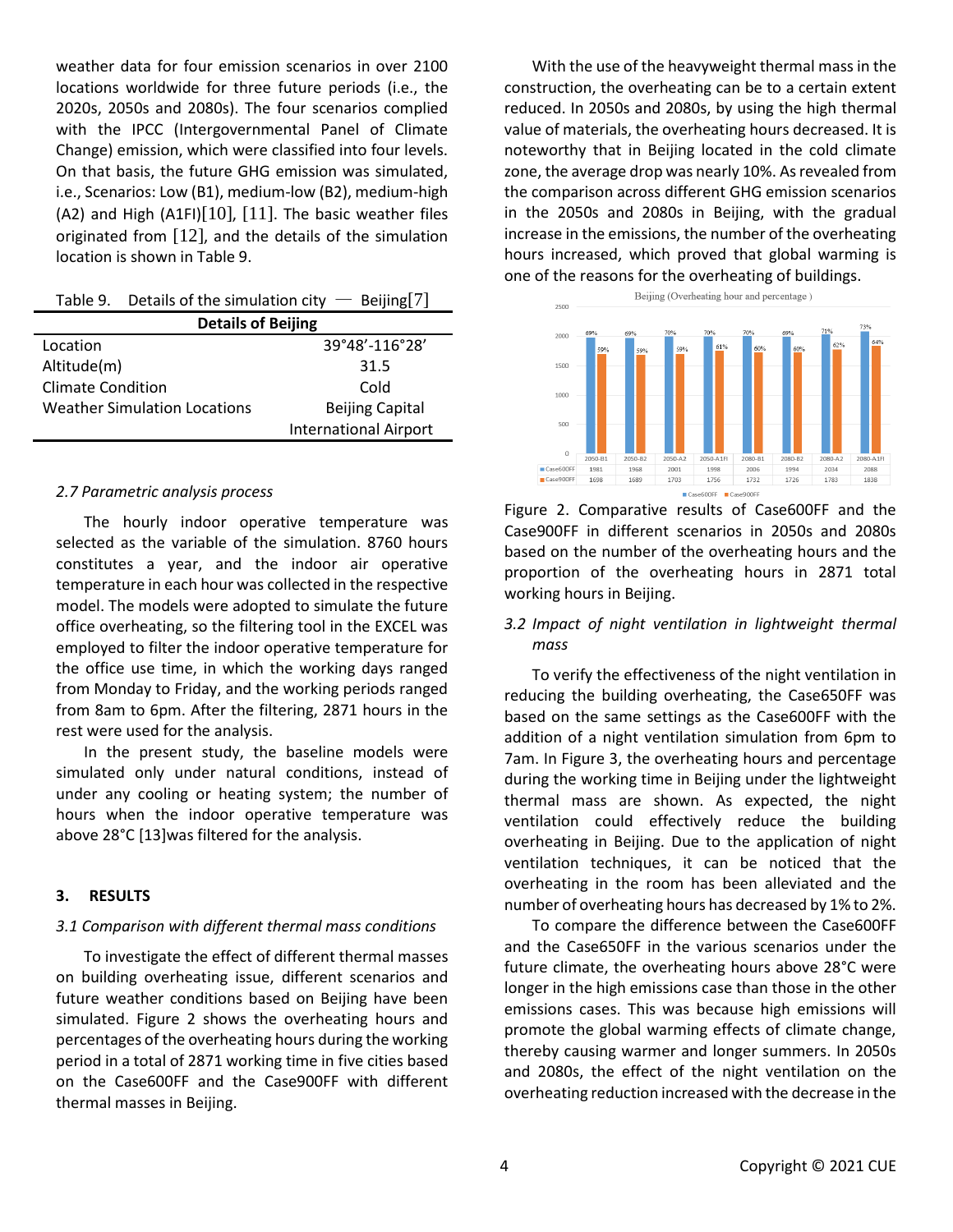weather data for four emission scenarios in over 2100 locations worldwide for three future periods (i.e., the 2020s, 2050s and 2080s). The four scenarios complied with the IPCC (Intergovernmental Panel of Climate Change) emission, which were classified into four levels. On that basis, the future GHG emission was simulated, i.e., Scenarios: Low (B1), medium-low (B2), medium-high (A2) and High (A1FI)[10], [11]. The basic weather files originated from [12], and the details of the simulation location is shown in Table 9.

Table 9. Details of the simulation city — Beijing[7]

| Details of Beijing | |
|---|---|
| Location | 39°48'-116°28' |
| Altitude(m) | 31.5 |
| Climate Condition | Cold |
| Weather Simulation Locations | Beijing Capital International Airport |

### *2.7 Parametric analysis process*

The hourly indoor operative temperature was selected as the variable of the simulation. 8760 hours constitutes a year, and the indoor air operative temperature in each hour was collected in the respective model. The models were adopted to simulate the future office overheating, so the filtering tool in the EXCEL was employed to filter the indoor operative temperature for the office use time, in which the working days ranged from Monday to Friday, and the working periods ranged from 8am to 6pm. After the filtering, 2871 hours in the rest were used for the analysis.

In the present study, the baseline models were simulated only under natural conditions, instead of under any cooling or heating system; the number of hours when the indoor operative temperature was above 28°C [13]was filtered for the analysis.

## 3. RESULTS

### *3.1 Comparison with different thermal mass conditions*

To investigate the effect of different thermal masses on building overheating issue, different scenarios and future weather conditions based on Beijing have been simulated. Figure 2 shows the overheating hours and percentages of the overheating hours during the working period in a total of 2871 working time in five cities based on the Case600FF and the Case900FF with different thermal masses in Beijing.

With the use of the heavyweight thermal mass in the construction, the overheating can be to a certain extent reduced. In 2050s and 2080s, by using the high thermal value of materials, the overheating hours decreased. It is noteworthy that in Beijing located in the cold climate zone, the average drop was nearly 10%. As revealed from the comparison across different GHG emission scenarios in the 2050s and 2080s in Beijing, with the gradual increase in the emissions, the number of the overheating hours increased, which proved that global warming is one of the reasons for the overheating of buildings.

Beijing (Overheating hour and percentage)

| | 2050-B1 | 2050-B2 | 2050-A2 | 2050-A1FI | 2080-B1 | 2080-B2 | 2080-A2 | 2080-A1FI |
|---|---|---|---|---|---|---|---|---|
| Case600FF | 1981 (69%) | 1968 (69%) | 2001 (70%) | 1998 (70%) | 2006 (70%) | 1994 (69%) | 2034 (71%) | 2088 (73%) |
| Case900FF | 1698 (59%) | 1689 (59%) | 1703 (59%) | 1756 (61%) | 1732 (60%) | 1726 (60%) | 1783 (62%) | 1838 (64%) |

Figure 2. Comparative results of Case600FF and the Case900FF in different scenarios in 2050s and 2080s based on the number of the overheating hours and the proportion of the overheating hours in 2871 total working hours in Beijing.

### *3.2 Impact of night ventilation in lightweight thermal mass*

To verify the effectiveness of the night ventilation in reducing the building overheating, the Case650FF was based on the same settings as the Case600FF with the addition of a night ventilation simulation from 6pm to 7am. In Figure 3, the overheating hours and percentage during the working time in Beijing under the lightweight thermal mass are shown. As expected, the night ventilation could effectively reduce the building overheating in Beijing. Due to the application of night ventilation techniques, it can be noticed that the overheating in the room has been alleviated and the number of overheating hours has decreased by 1% to 2%.

To compare the difference between the Case600FF and the Case650FF in the various scenarios under the future climate, the overheating hours above 28°C were longer in the high emissions case than those in the other emissions cases. This was because high emissions will promote the global warming effects of climate change, thereby causing warmer and longer summers. In 2050s and 2080s, the effect of the night ventilation on the overheating reduction increased with the decrease in the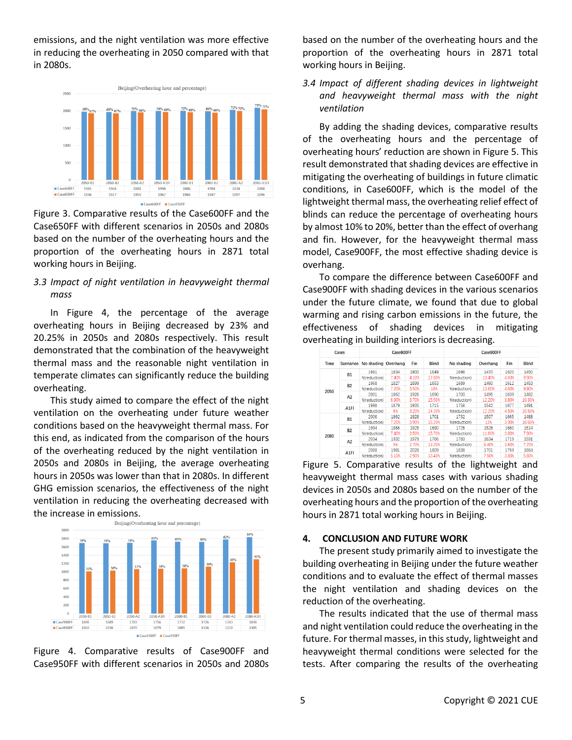emissions, and the night ventilation was more effective in reducing the overheating in 2050 compared with that in 2080s.

Beijing(Overheating hour and percentage)

| | 2050-B1 | 2050-B2 | 2050-A2 | 2050-A1FI | 2080-B1 | 2080-B2 | 2080-A2 | 2080-A1FI |
|---|---|---|---|---|---|---|---|---|
| Case600FF | 1981 | 1968 | 2001 | 1998 | 2006 | 1994 | 2034 | 2088 |
| Case650FF | 1936 | 1927 | 1959 | 1967 | 1965 | 1947 | 1997 | 2046 |
| Case600FF (%) | 69% | 69% | 70% | 70% | 70% | 69% | 71% | 73% |
| Case650FF (%) | 67% | 67% | 68% | 69% | 68% | 68% | 70% | 71% |

Figure 3. Comparative results of the Case600FF and the Case650FF with different scenarios in 2050s and 2080s based on the number of the overheating hours and the proportion of the overheating hours in 2871 total working hours in Beijing.

### *3.3 Impact of night ventilation in heavyweight thermal mass*

In Figure 4, the percentage of the average overheating hours in Beijing decreased by 23% and 20.25% in 2050s and 2080s respectively. This result demonstrated that the combination of the heavyweight thermal mass and the reasonable night ventilation in temperate climates can significantly reduce the building overheating.

This study aimed to compare the effect of the night ventilation on the overheating under future weather conditions based on the heavyweight thermal mass. For this end, as indicated from the comparison of the hours of the overheating reduced by the night ventilation in 2050s and 2080s in Beijing, the average overheating hours in 2050s was lower than that in 2080s. In different GHG emission scenarios, the effectiveness of the night ventilation in reducing the overheating decreased with the increase in emissions.

Beijing(Overheating hour and percentage)

| | 2050-B1 | 2050-B2 | 2050-A2 | 2050-A1FI | 2080-B1 | 2080-B2 | 2080-A2 | 2080-A1FI |
|---|---|---|---|---|---|---|---|---|
| Case900FF | 1698 | 1689 | 1703 | 1756 | 1732 | 1726 | 1783 | 1838 |
| Case950FF | 1010 | 1036 | 1070 | 1079 | 1085 | 1126 | 1232 | 1305 |
| Case900FF (%) | 59% | 59% | 59% | 61% | 60% | 60% | 62% | 64% |
| Case950FF (%) | 35% | 36% | 37% | 38% | 38% | 39% | 43% | 45% |

Figure 4. Comparative results of Case900FF and Case950FF with different scenarios in 2050s and 2080s based on the number of the overheating hours and the proportion of the overheating hours in 2871 total working hours in Beijing.

### *3.4 Impact of different shading devices in lightweight and heavyweight thermal mass with the night ventilation*

By adding the shading devices, comparative results of the overheating hours and the percentage of overheating hours' reduction are shown in Figure 5. This result demonstrated that shading devices are effective in mitigating the overheating of buildings in future climatic conditions, in Case600FF, which is the model of the lightweight thermal mass, the overheating relief effect of blinds can reduce the percentage of overheating hours by almost 10% to 20%, better than the effect of overhang and fin. However, for the heavyweight thermal mass model, Case900FF, the most effective shading device is overhang.

To compare the difference between Case600FF and Case900FF with shading devices in the various scenarios under the future climate, we found that due to global warming and rising carbon emissions in the future, the effectiveness of shading devices in mitigating overheating in building interiors is decreasing.

| Cases | | Case600FF | | | | Case900FF | | | |
|---|---|---|---|---|---|---|---|---|---|
| Time | Scenarios | No shading | Overhang | Fin | Blind | No shading | Overhang | Fin | Blind |
| 2050 | B1 | 1981 | 1834 | 1900 | 1649 | 1698 | 1470 | 1620 | 1450 |
| | | %(reduction) | 7.40% | 4.10% | 17.80% | %(reduction) | 13.40% | 4.60% | 9.90% |
| | B2 | 1968 | 1827 | 1899 | 1653 | 1689 | 1460 | 1612 | 1453 |
| | | %(reduction) | 7.20% | 3.50% | 16% | %(reduction) | 13.60% | 4.60% | 9.90% |
| | A2 | 2001 | 1862 | 1926 | 1690 | 1703 | 1495 | 1639 | 1482 |
| | | %(reduction) | 6.90% | 3.70% | 15.50% | %(reduction) | 12.20% | 3.80% | 10.30% |
| | A1FI | 1998 | 1879 | 1935 | 1715 | 1756 | 1542 | 1677 | 1491 |
| | | %(reduction) | 6% | 3.20% | 14.20% | %(reduction) | 12.20% | 4.50% | 10.50% |
| 2080 | B1 | 2006 | 1862 | 1928 | 1701 | 1732 | 1507 | 1665 | 1488 |
| | | %(reduction) | 7.20% | 3.90% | 15.20% | %(reduction) | 13% | 3.90% | 10.60% |
| | B2 | 1994 | 1866 | 1925 | 1680 | 1726 | 1526 | 1660 | 1514 |
| | | %(reduction) | 7.40% | 3.50% | 15.70% | %(reduction) | 11.60% | 3.80% | 7.90% |
| | A2 | 2034 | 1932 | 1979 | 1766 | 1783 | 1634 | 1719 | 1591 |
| | | %(reduction) | 5% | 2.70% | 13.20% | %(reduction) | 8.40% | 3.60% | 7.70% |
| | A1FI | 2088 | 1981 | 2028 | 1809 | 1838 | 1701 | 1769 | 1664 |
| | | %(reduction) | 5.10% | 2.90% | 13.40% | %(reduction) | 7.50% | 3.80% | 5.80% |

Figure 5. Comparative results of the lightweight and heavyweight thermal mass cases with various shading devices in 2050s and 2080s based on the number of the overheating hours and the proportion of the overheating hours in 2871 total working hours in Beijing.

## 4. CONCLUSION AND FUTURE WORK

The present study primarily aimed to investigate the building overheating in Beijing under the future weather conditions and to evaluate the effect of thermal masses the night ventilation and shading devices on the reduction of the overheating.

The results indicated that the use of thermal mass and night ventilation could reduce the overheating in the future. For thermal masses, in this study, lightweight and heavyweight thermal conditions were selected for the tests. After comparing the results of the overheating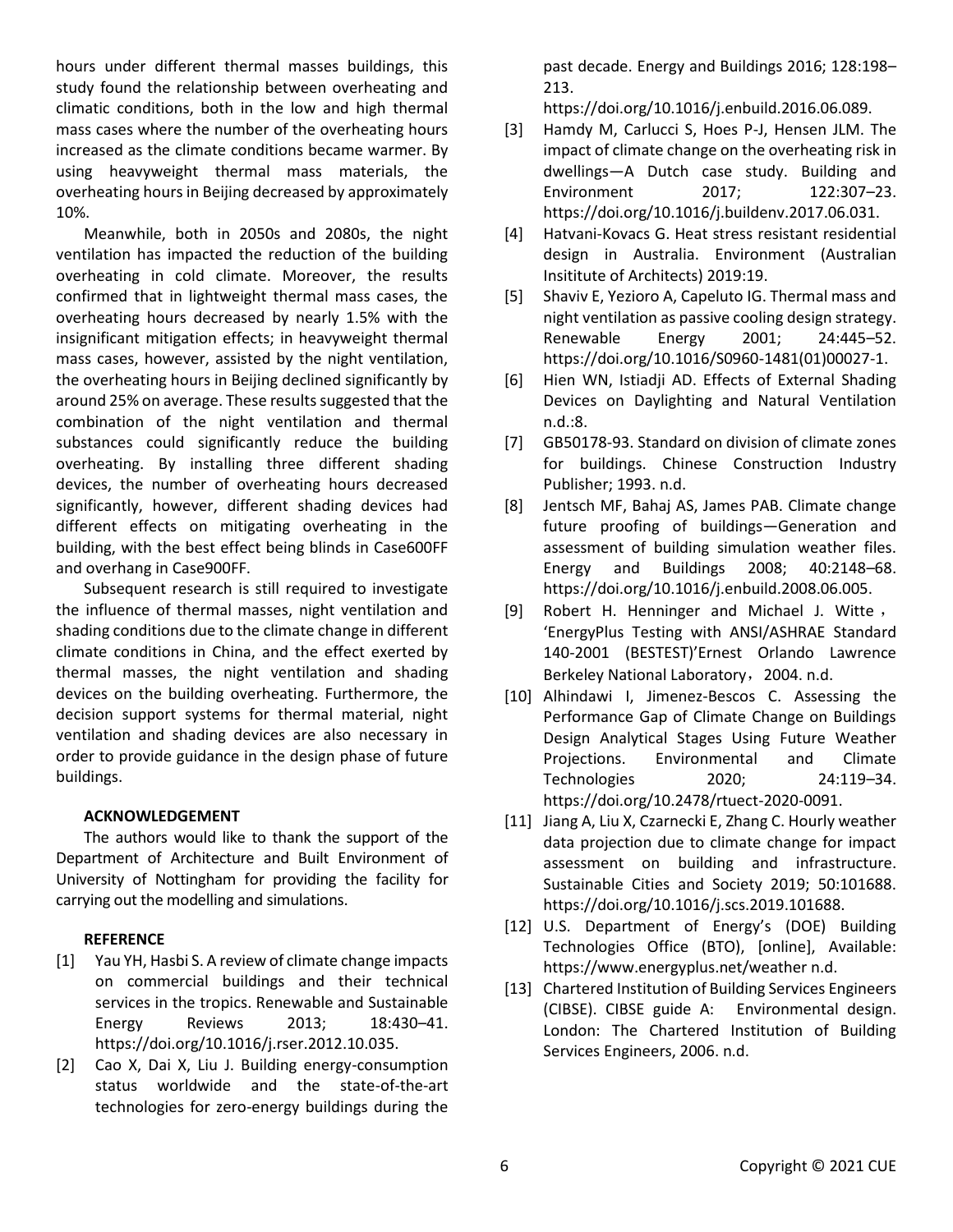hours under different thermal masses buildings, this study found the relationship between overheating and climatic conditions, both in the low and high thermal mass cases where the number of the overheating hours increased as the climate conditions became warmer. By using heavyweight thermal mass materials, the overheating hours in Beijing decreased by approximately 10%.

Meanwhile, both in 2050s and 2080s, the night ventilation has impacted the reduction of the building overheating in cold climate. Moreover, the results confirmed that in lightweight thermal mass cases, the overheating hours decreased by nearly 1.5% with the insignificant mitigation effects; in heavyweight thermal mass cases, however, assisted by the night ventilation, the overheating hours in Beijing declined significantly by around 25% on average. These results suggested that the combination of the night ventilation and thermal substances could significantly reduce the building overheating. By installing three different shading devices, the number of overheating hours decreased significantly, however, different shading devices had different effects on mitigating overheating in the building, with the best effect being blinds in Case600FF and overhang in Case900FF.

Subsequent research is still required to investigate the influence of thermal masses, night ventilation and shading conditions due to the climate change in different climate conditions in China, and the effect exerted by thermal masses, the night ventilation and shading devices on the building overheating. Furthermore, the decision support systems for thermal material, night ventilation and shading devices are also necessary in order to provide guidance in the design phase of future buildings.

## ACKNOWLEDGEMENT

The authors would like to thank the support of the Department of Architecture and Built Environment of University of Nottingham for providing the facility for carrying out the modelling and simulations.

## REFERENCE

[1] Yau YH, Hasbi S. A review of climate change impacts on commercial buildings and their technical services in the tropics. Renewable and Sustainable Energy Reviews 2013; 18:430–41. https://doi.org/10.1016/j.rser.2012.10.035.

[2] Cao X, Dai X, Liu J. Building energy-consumption status worldwide and the state-of-the-art technologies for zero-energy buildings during the past decade. Energy and Buildings 2016; 128:198–213. https://doi.org/10.1016/j.enbuild.2016.06.089.

[3] Hamdy M, Carlucci S, Hoes P-J, Hensen JLM. The impact of climate change on the overheating risk in dwellings—A Dutch case study. Building and Environment 2017; 122:307–23. https://doi.org/10.1016/j.buildenv.2017.06.031.

[4] Hatvani-Kovacs G. Heat stress resistant residential design in Australia. Environment (Australian Insititute of Architects) 2019:19.

[5] Shaviv E, Yezioro A, Capeluto IG. Thermal mass and night ventilation as passive cooling design strategy. Renewable Energy 2001; 24:445–52. https://doi.org/10.1016/S0960-1481(01)00027-1.

[6] Hien WN, Istiadji AD. Effects of External Shading Devices on Daylighting and Natural Ventilation n.d.:8.

[7] GB50178-93. Standard on division of climate zones for buildings. Chinese Construction Industry Publisher; 1993. n.d.

[8] Jentsch MF, Bahaj AS, James PAB. Climate change future proofing of buildings—Generation and assessment of building simulation weather files. Energy and Buildings 2008; 40:2148–68. https://doi.org/10.1016/j.enbuild.2008.06.005.

[9] Robert H. Henninger and Michael J. Witte， 'EnergyPlus Testing with ANSI/ASHRAE Standard 140-2001 (BESTEST)'Ernest Orlando Lawrence Berkeley National Laboratory，2004. n.d.

[10] Alhindawi I, Jimenez-Bescos C. Assessing the Performance Gap of Climate Change on Buildings Design Analytical Stages Using Future Weather Projections. Environmental and Climate Technologies 2020; 24:119–34. https://doi.org/10.2478/rtuect-2020-0091.

[11] Jiang A, Liu X, Czarnecki E, Zhang C. Hourly weather data projection due to climate change for impact assessment on building and infrastructure. Sustainable Cities and Society 2019; 50:101688. https://doi.org/10.1016/j.scs.2019.101688.

[12] U.S. Department of Energy's (DOE) Building Technologies Office (BTO), [online], Available: https://www.energyplus.net/weather n.d.

[13] Chartered Institution of Building Services Engineers (CIBSE). CIBSE guide A: Environmental design. London: The Chartered Institution of Building Services Engineers, 2006. n.d.